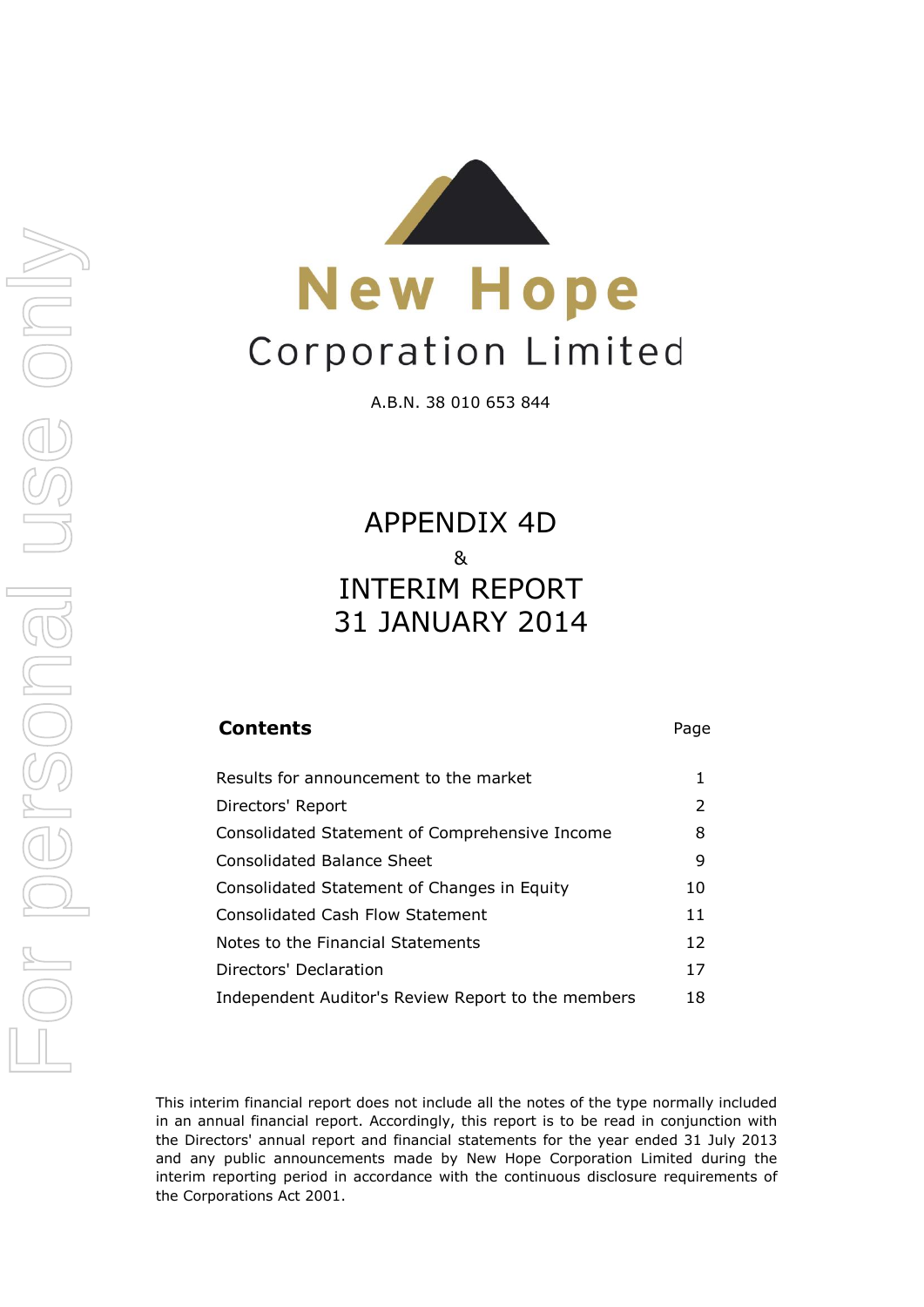# New Hope

## Corporation Limited

A.B.N. 38 010 653 844

# APPENDIX 4D

&

# INTERIM REPORT
# 31 JANUARY 2014

| **Contents** | Page |
|---|---|
| Results for announcement to the market | 1 |
| Directors' Report | 2 |
| Consolidated Statement of Comprehensive Income | 8 |
| Consolidated Balance Sheet | 9 |
| Consolidated Statement of Changes in Equity | 10 |
| Consolidated Cash Flow Statement | 11 |
| Notes to the Financial Statements | 12 |
| Directors' Declaration | 17 |
| Independent Auditor's Review Report to the members | 18 |

This interim financial report does not include all the notes of the type normally included in an annual financial report. Accordingly, this report is to be read in conjunction with the Directors' annual report and financial statements for the year ended 31 July 2013 and any public announcements made by New Hope Corporation Limited during the interim reporting period in accordance with the continuous disclosure requirements of the Corporations Act 2001.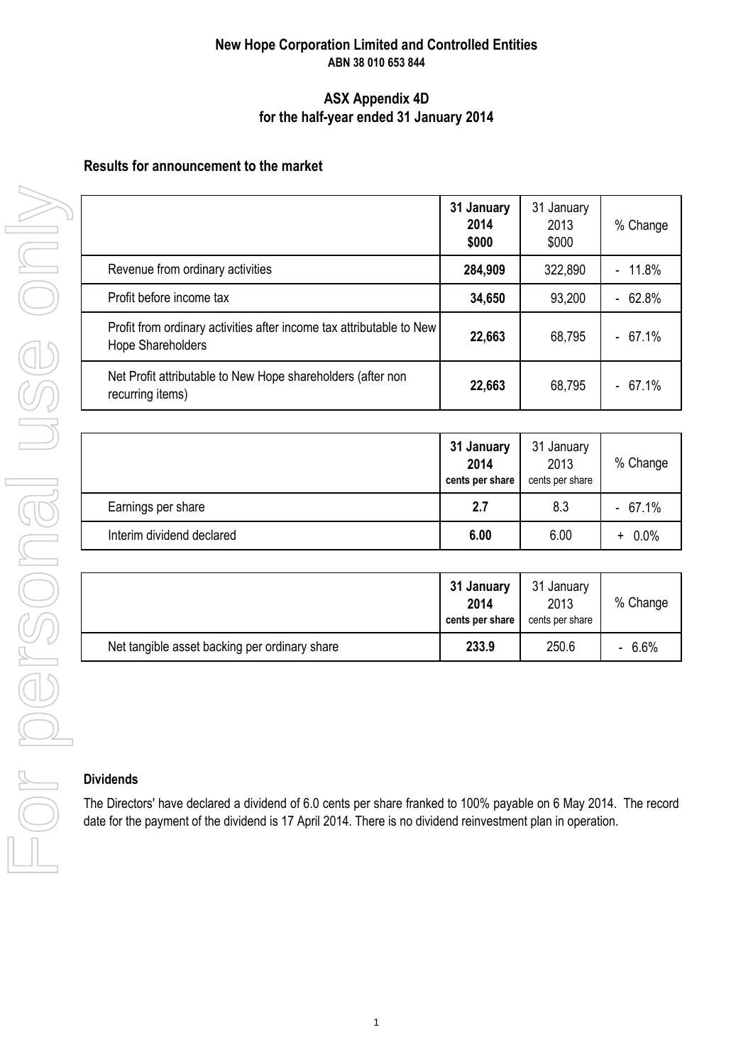# New Hope Corporation Limited and Controlled Entities

**ABN 38 010 653 844**

## ASX Appendix 4D
## for the half-year ended 31 January 2014

### Results for announcement to the market

| | **31 January 2014 \$000** | 31 January 2013 \$000 | % Change |
|---|---|---|---|
| Revenue from ordinary activities | **284,909** | 322,890 | - 11.8% |
| Profit before income tax | **34,650** | 93,200 | - 62.8% |
| Profit from ordinary activities after income tax attributable to New Hope Shareholders | **22,663** | 68,795 | - 67.1% |
| Net Profit attributable to New Hope shareholders (after non recurring items) | **22,663** | 68,795 | - 67.1% |

| | **31 January 2014 cents per share** | 31 January 2013 cents per share | % Change |
|---|---|---|---|
| Earnings per share | **2.7** | 8.3 | - 67.1% |
| Interim dividend declared | **6.00** | 6.00 | + 0.0% |

| | **31 January 2014 cents per share** | 31 January 2013 cents per share | % Change |
|---|---|---|---|
| Net tangible asset backing per ordinary share | **233.9** | 250.6 | - 6.6% |

### Dividends

The Directors' have declared a dividend of 6.0 cents per share franked to 100% payable on 6 May 2014. The record date for the payment of the dividend is 17 April 2014. There is no dividend reinvestment plan in operation.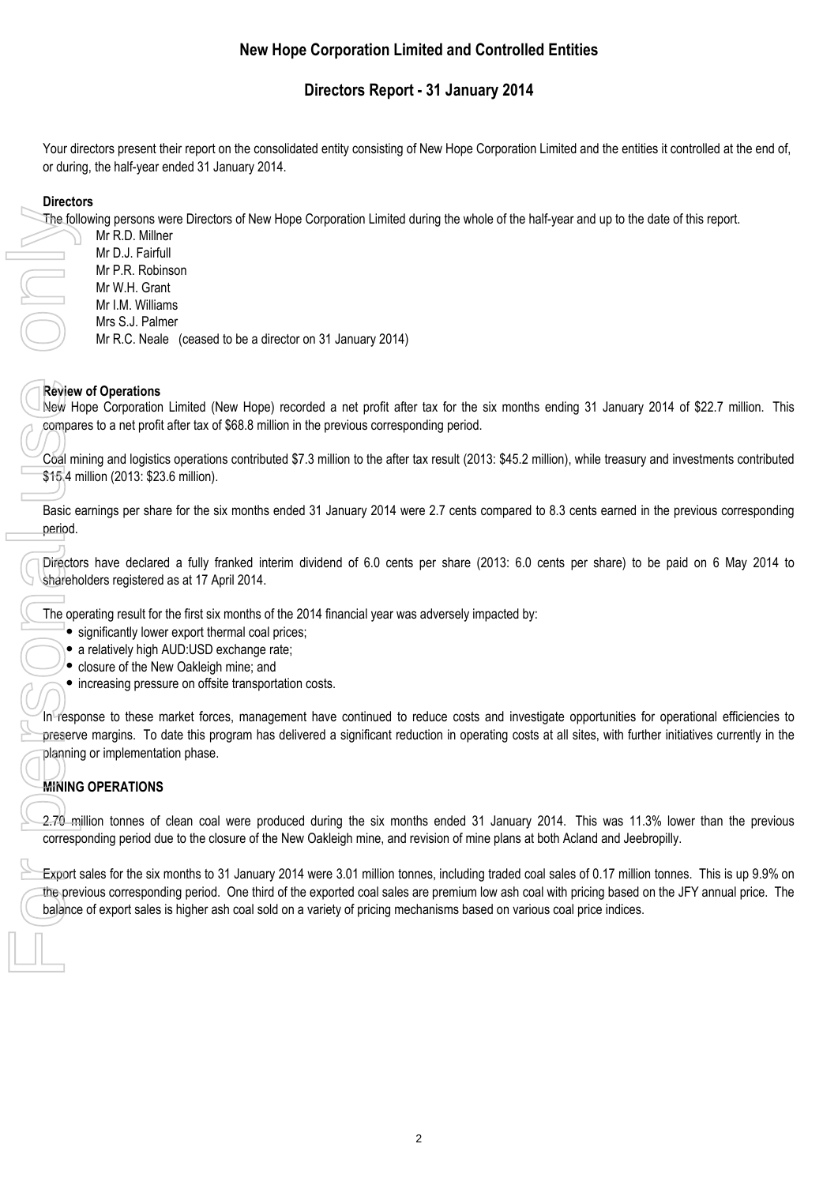# New Hope Corporation Limited and Controlled Entities

## Directors Report - 31 January 2014

Your directors present their report on the consolidated entity consisting of New Hope Corporation Limited and the entities it controlled at the end of, or during, the half-year ended 31 January 2014.

**Directors**

The following persons were Directors of New Hope Corporation Limited during the whole of the half-year and up to the date of this report.

Mr R.D. Millner
Mr D.J. Fairfull
Mr P.R. Robinson
Mr W.H. Grant
Mr I.M. Williams
Mrs S.J. Palmer
Mr R.C. Neale (ceased to be a director on 31 January 2014)

**Review of Operations**

New Hope Corporation Limited (New Hope) recorded a net profit after tax for the six months ending 31 January 2014 of $22.7 million. This compares to a net profit after tax of $68.8 million in the previous corresponding period.

Coal mining and logistics operations contributed $7.3 million to the after tax result (2013: $45.2 million), while treasury and investments contributed $15.4 million (2013: $23.6 million).

Basic earnings per share for the six months ended 31 January 2014 were 2.7 cents compared to 8.3 cents earned in the previous corresponding period.

Directors have declared a fully franked interim dividend of 6.0 cents per share (2013: 6.0 cents per share) to be paid on 6 May 2014 to shareholders registered as at 17 April 2014.

The operating result for the first six months of the 2014 financial year was adversely impacted by:

- significantly lower export thermal coal prices;
- a relatively high AUD:USD exchange rate;
- closure of the New Oakleigh mine; and
- increasing pressure on offsite transportation costs.

In response to these market forces, management have continued to reduce costs and investigate opportunities for operational efficiencies to preserve margins. To date this program has delivered a significant reduction in operating costs at all sites, with further initiatives currently in the planning or implementation phase.

**MINING OPERATIONS**

2.70 million tonnes of clean coal were produced during the six months ended 31 January 2014. This was 11.3% lower than the previous corresponding period due to the closure of the New Oakleigh mine, and revision of mine plans at both Acland and Jeebropilly.

Export sales for the six months to 31 January 2014 were 3.01 million tonnes, including traded coal sales of 0.17 million tonnes. This is up 9.9% on the previous corresponding period. One third of the exported coal sales are premium low ash coal with pricing based on the JFY annual price. The balance of export sales is higher ash coal sold on a variety of pricing mechanisms based on various coal price indices.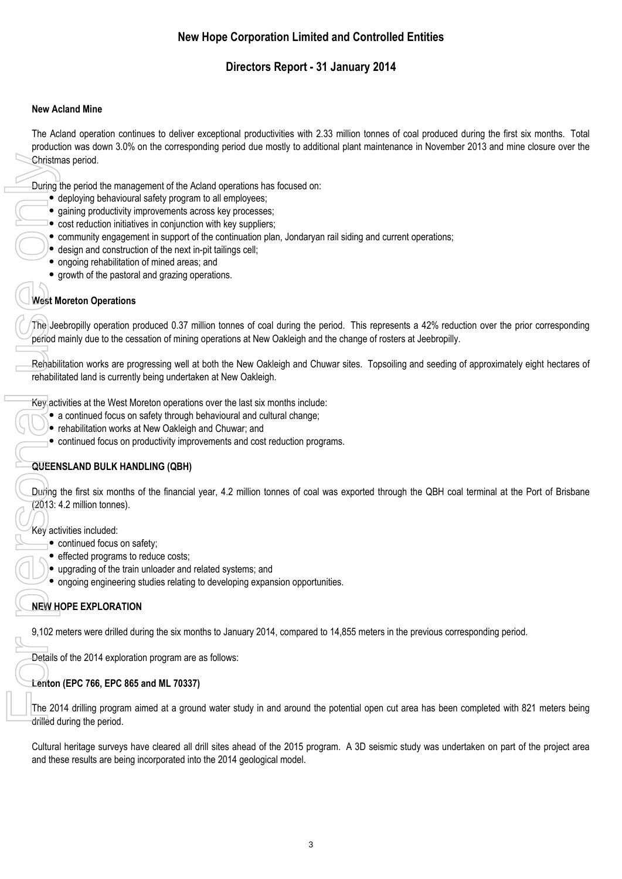## New Acland Mine

The Acland operation continues to deliver exceptional productivities with 2.33 million tonnes of coal produced during the first six months. Total production was down 3.0% on the corresponding period due mostly to additional plant maintenance in November 2013 and mine closure over the Christmas period.

During the period the management of the Acland operations has focused on:

- deploying behavioural safety program to all employees;
- gaining productivity improvements across key processes;
- cost reduction initiatives in conjunction with key suppliers;
- community engagement in support of the continuation plan, Jondaryan rail siding and current operations;
- design and construction of the next in-pit tailings cell;
- ongoing rehabilitation of mined areas; and
- growth of the pastoral and grazing operations.

## West Moreton Operations

The Jeebropilly operation produced 0.37 million tonnes of coal during the period. This represents a 42% reduction over the prior corresponding period mainly due to the cessation of mining operations at New Oakleigh and the change of rosters at Jeebropilly.

Rehabilitation works are progressing well at both the New Oakleigh and Chuwar sites. Topsoiling and seeding of approximately eight hectares of rehabilitated land is currently being undertaken at New Oakleigh.

Key activities at the West Moreton operations over the last six months include:

- a continued focus on safety through behavioural and cultural change;
- rehabilitation works at New Oakleigh and Chuwar; and
- continued focus on productivity improvements and cost reduction programs.

## QUEENSLAND BULK HANDLING (QBH)

During the first six months of the financial year, 4.2 million tonnes of coal was exported through the QBH coal terminal at the Port of Brisbane (2013: 4.2 million tonnes).

Key activities included:

- continued focus on safety;
- effected programs to reduce costs;
- upgrading of the train unloader and related systems; and
- ongoing engineering studies relating to developing expansion opportunities.

## NEW HOPE EXPLORATION

9,102 meters were drilled during the six months to January 2014, compared to 14,855 meters in the previous corresponding period.

Details of the 2014 exploration program are as follows:

### Lenton (EPC 766, EPC 865 and ML 70337)

The 2014 drilling program aimed at a ground water study in and around the potential open cut area has been completed with 821 meters being drilled during the period.

Cultural heritage surveys have cleared all drill sites ahead of the 2015 program. A 3D seismic study was undertaken on part of the project area and these results are being incorporated into the 2014 geological model.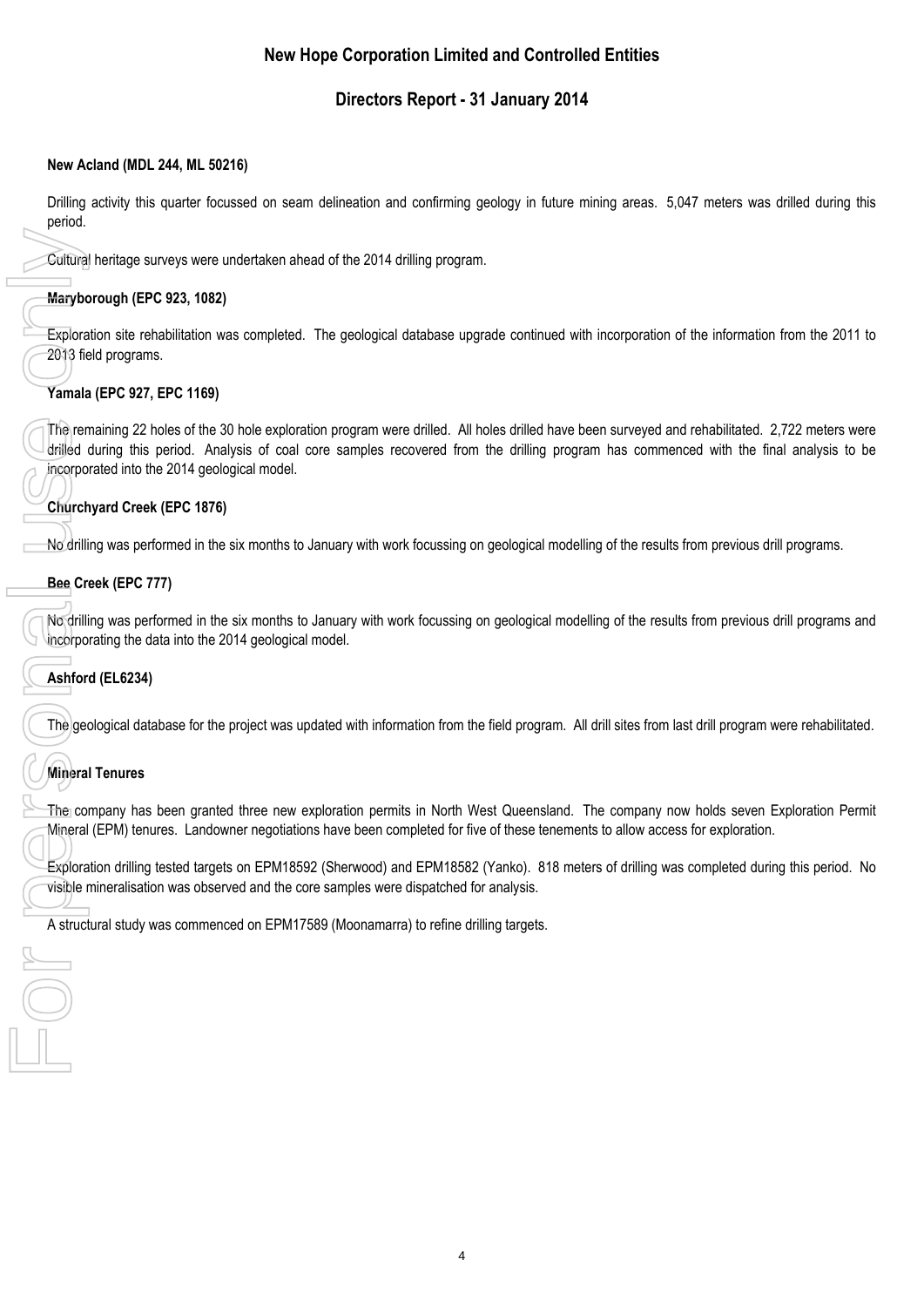### New Acland (MDL 244, ML 50216)

Drilling activity this quarter focussed on seam delineation and confirming geology in future mining areas. 5,047 meters was drilled during this period.

Cultural heritage surveys were undertaken ahead of the 2014 drilling program.

### Maryborough (EPC 923, 1082)

Exploration site rehabilitation was completed. The geological database upgrade continued with incorporation of the information from the 2011 to 2013 field programs.

### Yamala (EPC 927, EPC 1169)

The remaining 22 holes of the 30 hole exploration program were drilled. All holes drilled have been surveyed and rehabilitated. 2,722 meters were drilled during this period. Analysis of coal core samples recovered from the drilling program has commenced with the final analysis to be incorporated into the 2014 geological model.

### Churchyard Creek (EPC 1876)

No drilling was performed in the six months to January with work focussing on geological modelling of the results from previous drill programs.

### Bee Creek (EPC 777)

No drilling was performed in the six months to January with work focussing on geological modelling of the results from previous drill programs and incorporating the data into the 2014 geological model.

### Ashford (EL6234)

The geological database for the project was updated with information from the field program. All drill sites from last drill program were rehabilitated.

### Mineral Tenures

The company has been granted three new exploration permits in North West Queensland. The company now holds seven Exploration Permit Mineral (EPM) tenures. Landowner negotiations have been completed for five of these tenements to allow access for exploration.

Exploration drilling tested targets on EPM18592 (Sherwood) and EPM18582 (Yanko). 818 meters of drilling was completed during this period. No visible mineralisation was observed and the core samples were dispatched for analysis.

A structural study was commenced on EPM17589 (Moonamarra) to refine drilling targets.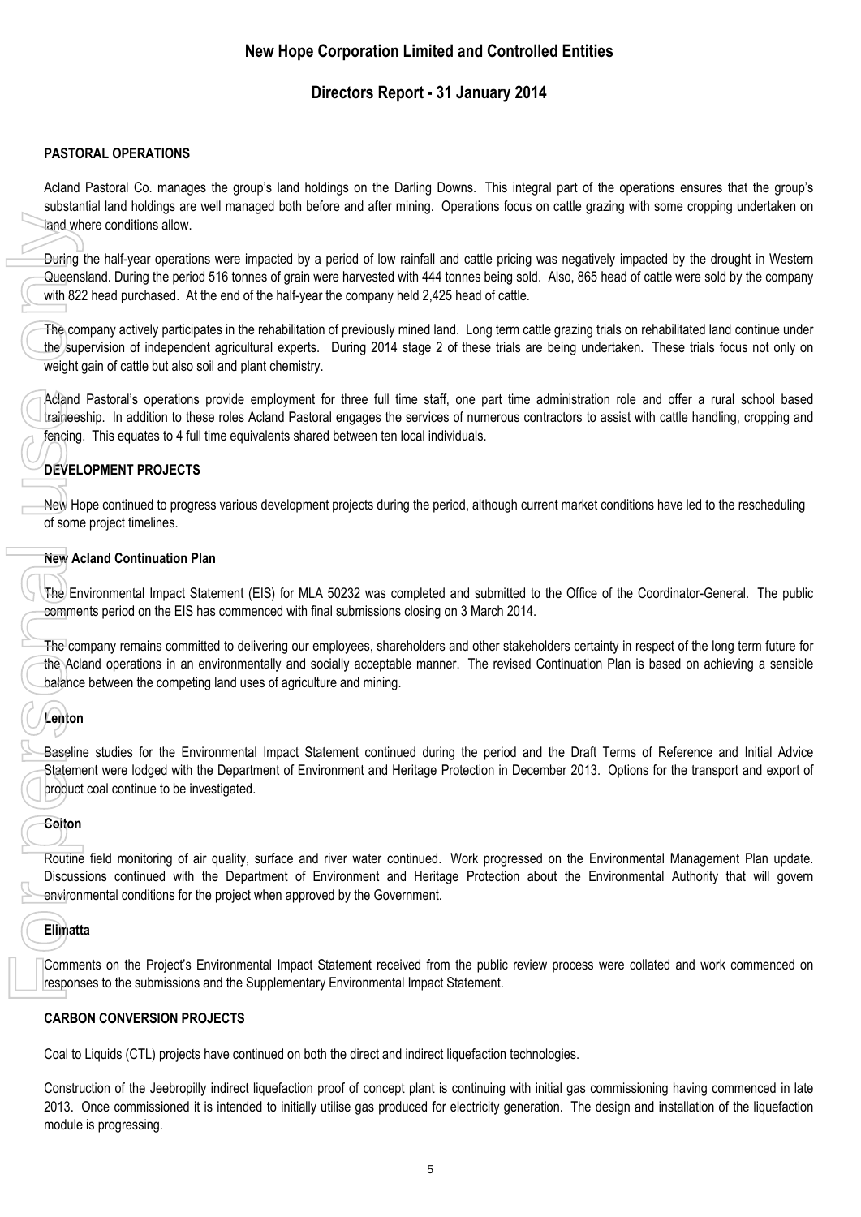## PASTORAL OPERATIONS

Acland Pastoral Co. manages the group's land holdings on the Darling Downs. This integral part of the operations ensures that the group's substantial land holdings are well managed both before and after mining. Operations focus on cattle grazing with some cropping undertaken on land where conditions allow.

During the half-year operations were impacted by a period of low rainfall and cattle pricing was negatively impacted by the drought in Western Queensland. During the period 516 tonnes of grain were harvested with 444 tonnes being sold. Also, 865 head of cattle were sold by the company with 822 head purchased. At the end of the half-year the company held 2,425 head of cattle.

The company actively participates in the rehabilitation of previously mined land. Long term cattle grazing trials on rehabilitated land continue under the supervision of independent agricultural experts. During 2014 stage 2 of these trials are being undertaken. These trials focus not only on weight gain of cattle but also soil and plant chemistry.

Acland Pastoral's operations provide employment for three full time staff, one part time administration role and offer a rural school based traineeship. In addition to these roles Acland Pastoral engages the services of numerous contractors to assist with cattle handling, cropping and fencing. This equates to 4 full time equivalents shared between ten local individuals.

## DEVELOPMENT PROJECTS

New Hope continued to progress various development projects during the period, although current market conditions have led to the rescheduling of some project timelines.

### New Acland Continuation Plan

The Environmental Impact Statement (EIS) for MLA 50232 was completed and submitted to the Office of the Coordinator-General. The public comments period on the EIS has commenced with final submissions closing on 3 March 2014.

The company remains committed to delivering our employees, shareholders and other stakeholders certainty in respect of the long term future for the Acland operations in an environmentally and socially acceptable manner. The revised Continuation Plan is based on achieving a sensible balance between the competing land uses of agriculture and mining.

### Lenton

Baseline studies for the Environmental Impact Statement continued during the period and the Draft Terms of Reference and Initial Advice Statement were lodged with the Department of Environment and Heritage Protection in December 2013. Options for the transport and export of product coal continue to be investigated.

### Colton

Routine field monitoring of air quality, surface and river water continued. Work progressed on the Environmental Management Plan update. Discussions continued with the Department of Environment and Heritage Protection about the Environmental Authority that will govern environmental conditions for the project when approved by the Government.

### Elimatta

Comments on the Project's Environmental Impact Statement received from the public review process were collated and work commenced on responses to the submissions and the Supplementary Environmental Impact Statement.

## CARBON CONVERSION PROJECTS

Coal to Liquids (CTL) projects have continued on both the direct and indirect liquefaction technologies.

Construction of the Jeebropilly indirect liquefaction proof of concept plant is continuing with initial gas commissioning having commenced in late 2013. Once commissioned it is intended to initially utilise gas produced for electricity generation. The design and installation of the liquefaction module is progressing.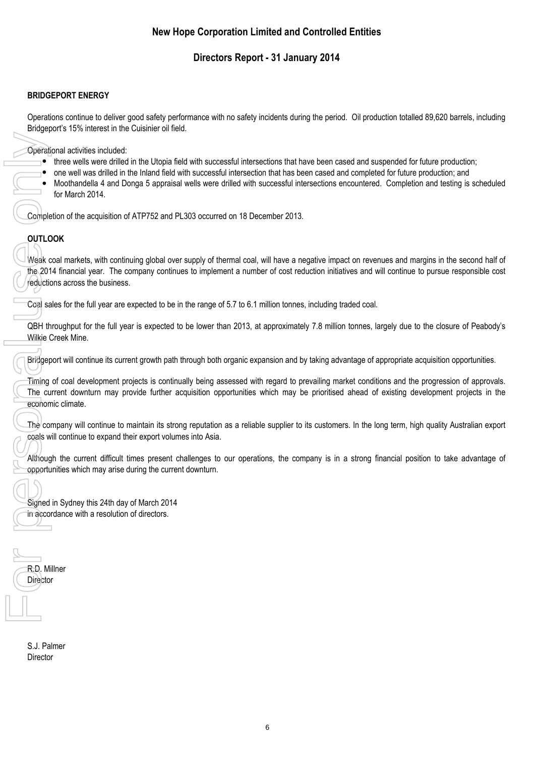**New Hope Corporation Limited and Controlled Entities**

**Directors Report - 31 January 2014**

**BRIDGEPORT ENERGY**

Operations continue to deliver good safety performance with no safety incidents during the period. Oil production totalled 89,620 barrels, including Bridgeport's 15% interest in the Cuisinier oil field.

Operational activities included:

- three wells were drilled in the Utopia field with successful intersections that have been cased and suspended for future production;
- one well was drilled in the Inland field with successful intersection that has been cased and completed for future production; and
- Moothandella 4 and Donga 5 appraisal wells were drilled with successful intersections encountered. Completion and testing is scheduled for March 2014.

Completion of the acquisition of ATP752 and PL303 occurred on 18 December 2013.

**OUTLOOK**

Weak coal markets, with continuing global over supply of thermal coal, will have a negative impact on revenues and margins in the second half of the 2014 financial year. The company continues to implement a number of cost reduction initiatives and will continue to pursue responsible cost reductions across the business.

Coal sales for the full year are expected to be in the range of 5.7 to 6.1 million tonnes, including traded coal.

QBH throughput for the full year is expected to be lower than 2013, at approximately 7.8 million tonnes, largely due to the closure of Peabody's Wilkie Creek Mine.

Bridgeport will continue its current growth path through both organic expansion and by taking advantage of appropriate acquisition opportunities.

Timing of coal development projects is continually being assessed with regard to prevailing market conditions and the progression of approvals. The current downturn may provide further acquisition opportunities which may be prioritised ahead of existing development projects in the economic climate.

The company will continue to maintain its strong reputation as a reliable supplier to its customers. In the long term, high quality Australian export coals will continue to expand their export volumes into Asia.

Although the current difficult times present challenges to our operations, the company is in a strong financial position to take advantage of opportunities which may arise during the current downturn.

Signed in Sydney this 24th day of March 2014
in accordance with a resolution of directors.

R.D. Millner
Director

S.J. Palmer
Director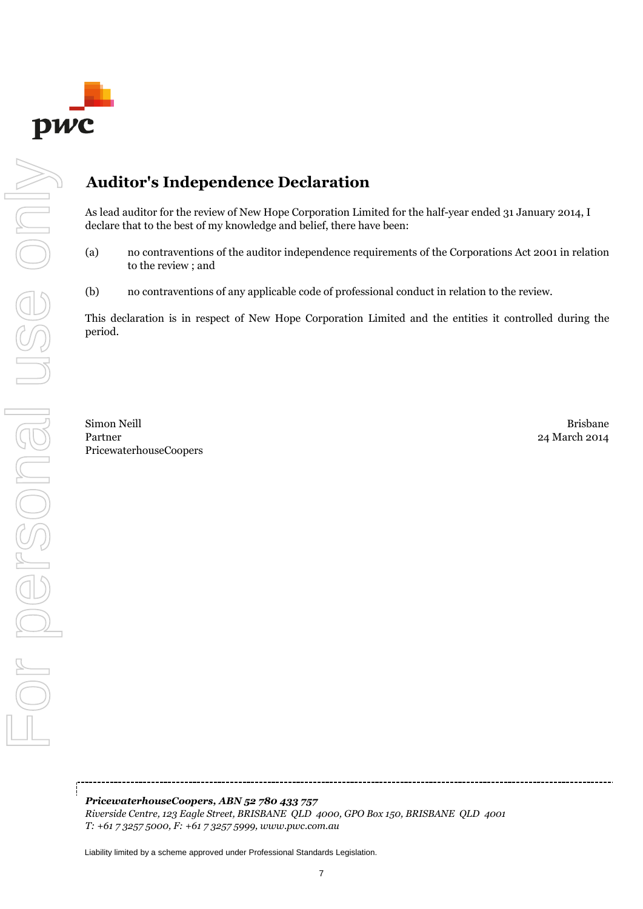# Auditor's Independence Declaration

As lead auditor for the review of New Hope Corporation Limited for the half-year ended 31 January 2014, I declare that to the best of my knowledge and belief, there have been:

(a) no contraventions of the auditor independence requirements of the Corporations Act 2001 in relation to the review ; and

(b) no contraventions of any applicable code of professional conduct in relation to the review.

This declaration is in respect of New Hope Corporation Limited and the entities it controlled during the period.

Simon Neill
Partner
PricewaterhouseCoopers

Brisbane
24 March 2014

***PricewaterhouseCoopers, ABN 52 780 433 757***
*Riverside Centre, 123 Eagle Street, BRISBANE QLD 4000, GPO Box 150, BRISBANE QLD 4001*
*T: +61 7 3257 5000, F: +61 7 3257 5999, www.pwc.com.au*

Liability limited by a scheme approved under Professional Standards Legislation.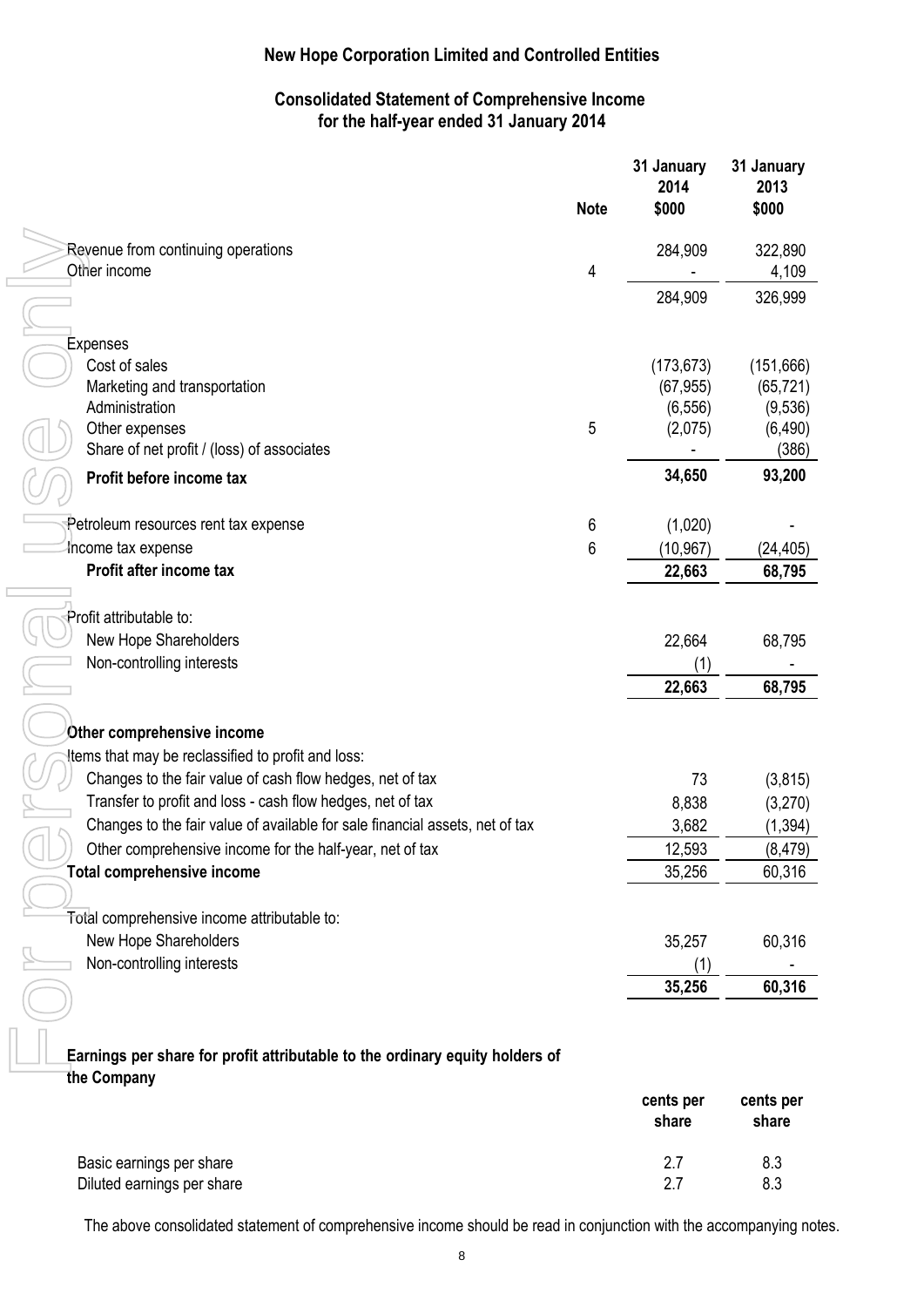# New Hope Corporation Limited and Controlled Entities

## Consolidated Statement of Comprehensive Income for the half-year ended 31 January 2014

| | Note | 31 January 2014 $000 | 31 January 2013 $000 |
|---|---|---|---|
| Revenue from continuing operations | | 284,909 | 322,890 |
| Other income | 4 | - | 4,109 |
| | | 284,909 | 326,999 |
| Expenses | | | |
| Cost of sales | | (173,673) | (151,666) |
| Marketing and transportation | | (67,955) | (65,721) |
| Administration | | (6,556) | (9,536) |
| Other expenses | 5 | (2,075) | (6,490) |
| Share of net profit / (loss) of associates | | - | (386) |
| **Profit before income tax** | | **34,650** | **93,200** |
| Petroleum resources rent tax expense | 6 | (1,020) | - |
| Income tax expense | 6 | (10,967) | (24,405) |
| **Profit after income tax** | | **22,663** | **68,795** |
| Profit attributable to: | | | |
| New Hope Shareholders | | 22,664 | 68,795 |
| Non-controlling interests | | (1) | - |
| | | **22,663** | **68,795** |
| **Other comprehensive income** | | | |
| Items that may be reclassified to profit and loss: | | | |
| Changes to the fair value of cash flow hedges, net of tax | | 73 | (3,815) |
| Transfer to profit and loss - cash flow hedges, net of tax | | 8,838 | (3,270) |
| Changes to the fair value of available for sale financial assets, net of tax | | 3,682 | (1,394) |
| Other comprehensive income for the half-year, net of tax | | 12,593 | (8,479) |
| **Total comprehensive income** | | 35,256 | 60,316 |
| Total comprehensive income attributable to: | | | |
| New Hope Shareholders | | 35,257 | 60,316 |
| Non-controlling interests | | (1) | - |
| | | **35,256** | **60,316** |

**Earnings per share for profit attributable to the ordinary equity holders of the Company**

| | cents per share | cents per share |
|---|---|---|
| Basic earnings per share | 2.7 | 8.3 |
| Diluted earnings per share | 2.7 | 8.3 |

The above consolidated statement of comprehensive income should be read in conjunction with the accompanying notes.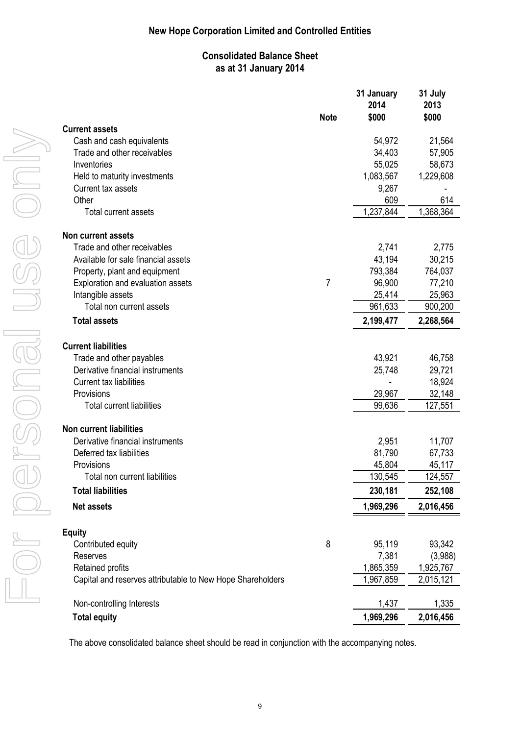# New Hope Corporation Limited and Controlled Entities

## Consolidated Balance Sheet
## as at 31 January 2014

| | Note | 31 January 2014 $000 | 31 July 2013 $000 |
|---|---|---|---|
| **Current assets** | | | |
| Cash and cash equivalents | | 54,972 | 21,564 |
| Trade and other receivables | | 34,403 | 57,905 |
| Inventories | | 55,025 | 58,673 |
| Held to maturity investments | | 1,083,567 | 1,229,608 |
| Current tax assets | | 9,267 | - |
| Other | | 609 | 614 |
| Total current assets | | 1,237,844 | 1,368,364 |
| **Non current assets** | | | |
| Trade and other receivables | | 2,741 | 2,775 |
| Available for sale financial assets | | 43,194 | 30,215 |
| Property, plant and equipment | | 793,384 | 764,037 |
| Exploration and evaluation assets | 7 | 96,900 | 77,210 |
| Intangible assets | | 25,414 | 25,963 |
| Total non current assets | | 961,633 | 900,200 |
| **Total assets** | | **2,199,477** | **2,268,564** |
| **Current liabilities** | | | |
| Trade and other payables | | 43,921 | 46,758 |
| Derivative financial instruments | | 25,748 | 29,721 |
| Current tax liabilities | | - | 18,924 |
| Provisions | | 29,967 | 32,148 |
| Total current liabilities | | 99,636 | 127,551 |
| **Non current liabilities** | | | |
| Derivative financial instruments | | 2,951 | 11,707 |
| Deferred tax liabilities | | 81,790 | 67,733 |
| Provisions | | 45,804 | 45,117 |
| Total non current liabilities | | 130,545 | 124,557 |
| **Total liabilities** | | **230,181** | **252,108** |
| **Net assets** | | **1,969,296** | **2,016,456** |
| **Equity** | | | |
| Contributed equity | 8 | 95,119 | 93,342 |
| Reserves | | 7,381 | (3,988) |
| Retained profits | | 1,865,359 | 1,925,767 |
| Capital and reserves attributable to New Hope Shareholders | | 1,967,859 | 2,015,121 |
| Non-controlling Interests | | 1,437 | 1,335 |
| **Total equity** | | **1,969,296** | **2,016,456** |

The above consolidated balance sheet should be read in conjunction with the accompanying notes.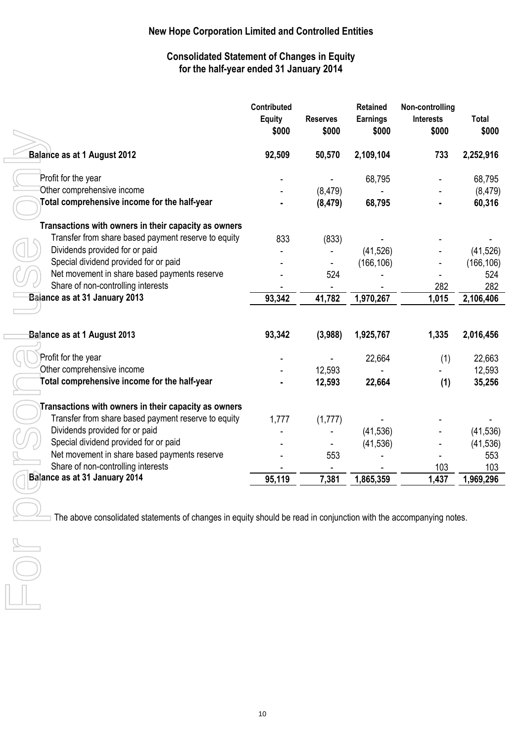# New Hope Corporation Limited and Controlled Entities

## Consolidated Statement of Changes in Equity for the half-year ended 31 January 2014

| | Contributed Equity $000 | Reserves $000 | Retained Earnings $000 | Non-controlling Interests $000 | Total $000 |
|---|---|---|---|---|---|
| **Balance as at 1 August 2012** | **92,509** | **50,570** | **2,109,104** | **733** | **2,252,916** |
| Profit for the year | - | - | 68,795 | - | 68,795 |
| Other comprehensive income | - | (8,479) | - | - | (8,479) |
| **Total comprehensive income for the half-year** | **-** | **(8,479)** | **68,795** | **-** | **60,316** |
| **Transactions with owners in their capacity as owners** | | | | | |
| Transfer from share based payment reserve to equity | 833 | (833) | - | - | - |
| Dividends provided for or paid | - | - | (41,526) | - | (41,526) |
| Special dividend provided for or paid | - | - | (166,106) | - | (166,106) |
| Net movement in share based payments reserve | - | 524 | - | - | 524 |
| Share of non-controlling interests | - | - | - | 282 | 282 |
| **Balance as at 31 January 2013** | **93,342** | **41,782** | **1,970,267** | **1,015** | **2,106,406** |
| | | | | | |
| **Balance as at 1 August 2013** | **93,342** | **(3,988)** | **1,925,767** | **1,335** | **2,016,456** |
| Profit for the year | - | - | 22,664 | (1) | 22,663 |
| Other comprehensive income | - | 12,593 | - | - | 12,593 |
| **Total comprehensive income for the half-year** | **-** | **12,593** | **22,664** | **(1)** | **35,256** |
| **Transactions with owners in their capacity as owners** | | | | | |
| Transfer from share based payment reserve to equity | 1,777 | (1,777) | - | - | - |
| Dividends provided for or paid | - | - | (41,536) | - | (41,536) |
| Special dividend provided for or paid | - | - | (41,536) | - | (41,536) |
| Net movement in share based payments reserve | - | 553 | - | - | 553 |
| Share of non-controlling interests | - | - | - | 103 | 103 |
| **Balance as at 31 January 2014** | **95,119** | **7,381** | **1,865,359** | **1,437** | **1,969,296** |

The above consolidated statements of changes in equity should be read in conjunction with the accompanying notes.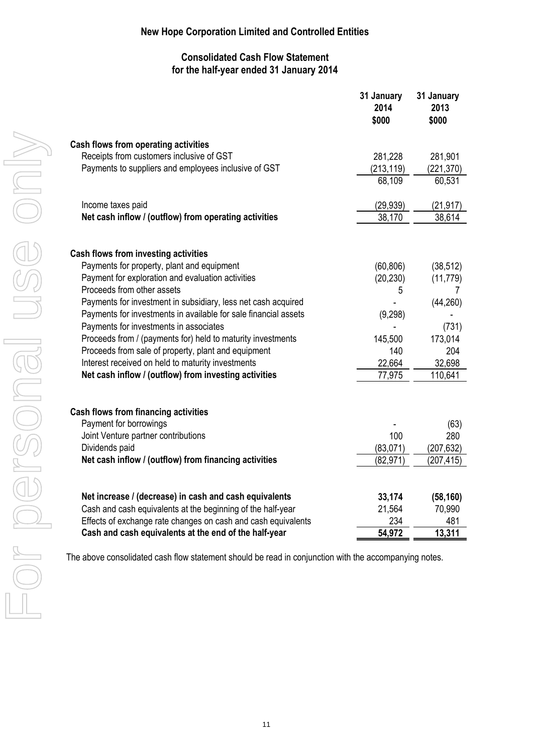# New Hope Corporation Limited and Controlled Entities

## Consolidated Cash Flow Statement for the half-year ended 31 January 2014

| | 31 January 2014 $000 | 31 January 2013 $000 |
|---|---|---|
| **Cash flows from operating activities** | | |
| Receipts from customers inclusive of GST | 281,228 | 281,901 |
| Payments to suppliers and employees inclusive of GST | (213,119) | (221,370) |
| | 68,109 | 60,531 |
| Income taxes paid | (29,939) | (21,917) |
| **Net cash inflow / (outflow) from operating activities** | 38,170 | 38,614 |
| **Cash flows from investing activities** | | |
| Payments for property, plant and equipment | (60,806) | (38,512) |
| Payment for exploration and evaluation activities | (20,230) | (11,779) |
| Proceeds from other assets | 5 | 7 |
| Payments for investment in subsidiary, less net cash acquired | - | (44,260) |
| Payments for investments in available for sale financial assets | (9,298) | - |
| Payments for investments in associates | - | (731) |
| Proceeds from / (payments for) held to maturity investments | 145,500 | 173,014 |
| Proceeds from sale of property, plant and equipment | 140 | 204 |
| Interest received on held to maturity investments | 22,664 | 32,698 |
| **Net cash inflow / (outflow) from investing activities** | 77,975 | 110,641 |
| **Cash flows from financing activities** | | |
| Payment for borrowings | - | (63) |
| Joint Venture partner contributions | 100 | 280 |
| Dividends paid | (83,071) | (207,632) |
| **Net cash inflow / (outflow) from financing activities** | (82,971) | (207,415) |
| **Net increase / (decrease) in cash and cash equivalents** | **33,174** | **(58,160)** |
| Cash and cash equivalents at the beginning of the half-year | 21,564 | 70,990 |
| Effects of exchange rate changes on cash and cash equivalents | 234 | 481 |
| **Cash and cash equivalents at the end of the half-year** | **54,972** | **13,311** |

The above consolidated cash flow statement should be read in conjunction with the accompanying notes.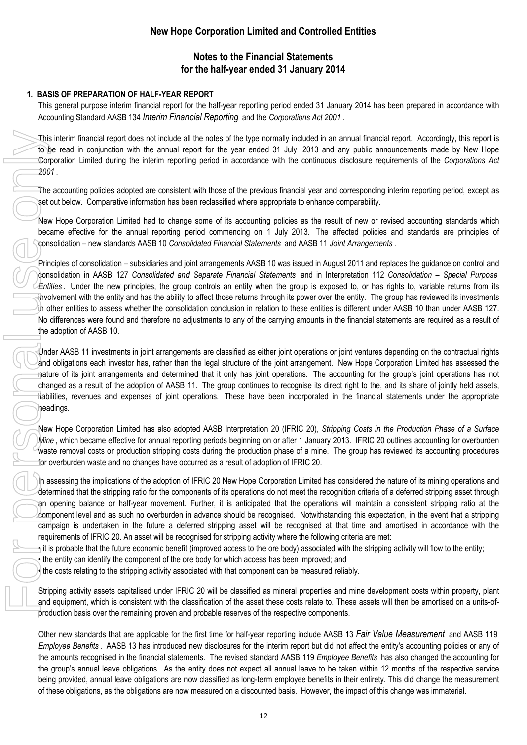## New Hope Corporation Limited and Controlled Entities

## Notes to the Financial Statements for the half-year ended 31 January 2014

### 1. BASIS OF PREPARATION OF HALF-YEAR REPORT

This general purpose interim financial report for the half-year reporting period ended 31 January 2014 has been prepared in accordance with Accounting Standard AASB 134 *Interim Financial Reporting* and the *Corporations Act 2001*.

This interim financial report does not include all the notes of the type normally included in an annual financial report. Accordingly, this report is to be read in conjunction with the annual report for the year ended 31 July 2013 and any public announcements made by New Hope Corporation Limited during the interim reporting period in accordance with the continuous disclosure requirements of the *Corporations Act 2001*.

The accounting policies adopted are consistent with those of the previous financial year and corresponding interim reporting period, except as set out below. Comparative information has been reclassified where appropriate to enhance comparability.

New Hope Corporation Limited had to change some of its accounting policies as the result of new or revised accounting standards which became effective for the annual reporting period commencing on 1 July 2013. The affected policies and standards are principles of consolidation – new standards AASB 10 *Consolidated Financial Statements* and AASB 11 *Joint Arrangements*.

Principles of consolidation – subsidiaries and joint arrangements AASB 10 was issued in August 2011 and replaces the guidance on control and consolidation in AASB 127 *Consolidated and Separate Financial Statements* and in Interpretation 112 *Consolidation – Special Purpose Entities*. Under the new principles, the group controls an entity when the group is exposed to, or has rights to, variable returns from its involvement with the entity and has the ability to affect those returns through its power over the entity. The group has reviewed its investments in other entities to assess whether the consolidation conclusion in relation to these entities is different under AASB 10 than under AASB 127. No differences were found and therefore no adjustments to any of the carrying amounts in the financial statements are required as a result of the adoption of AASB 10.

Under AASB 11 investments in joint arrangements are classified as either joint operations or joint ventures depending on the contractual rights and obligations each investor has, rather than the legal structure of the joint arrangement. New Hope Corporation Limited has assessed the nature of its joint arrangements and determined that it only has joint operations. The accounting for the group's joint operations has not changed as a result of the adoption of AASB 11. The group continues to recognise its direct right to the, and its share of jointly held assets, liabilities, revenues and expenses of joint operations. These have been incorporated in the financial statements under the appropriate headings.

New Hope Corporation Limited has also adopted AASB Interpretation 20 (IFRIC 20), *Stripping Costs in the Production Phase of a Surface Mine*, which became effective for annual reporting periods beginning on or after 1 January 2013. IFRIC 20 outlines accounting for overburden waste removal costs or production stripping costs during the production phase of a mine. The group has reviewed its accounting procedures for overburden waste and no changes have occurred as a result of adoption of IFRIC 20.

In assessing the implications of the adoption of IFRIC 20 New Hope Corporation Limited has considered the nature of its mining operations and determined that the stripping ratio for the components of its operations do not meet the recognition criteria of a deferred stripping asset through an opening balance or half-year movement. Further, it is anticipated that the operations will maintain a consistent stripping ratio at the component level and as such no overburden in advance should be recognised. Notwithstanding this expectation, in the event that a stripping campaign is undertaken in the future a deferred stripping asset will be recognised at that time and amortised in accordance with the requirements of IFRIC 20. An asset will be recognised for stripping activity where the following criteria are met:

- it is probable that the future economic benefit (improved access to the ore body) associated with the stripping activity will flow to the entity;
- the entity can identify the component of the ore body for which access has been improved; and
- the costs relating to the stripping activity associated with that component can be measured reliably.

Stripping activity assets capitalised under IFRIC 20 will be classified as mineral properties and mine development costs within property, plant and equipment, which is consistent with the classification of the asset these costs relate to. These assets will then be amortised on a units-of-production basis over the remaining proven and probable reserves of the respective components.

Other new standards that are applicable for the first time for half-year reporting include AASB 13 *Fair Value Measurement* and AASB 119 *Employee Benefits*. AASB 13 has introduced new disclosures for the interim report but did not affect the entity's accounting policies or any of the amounts recognised in the financial statements. The revised standard AASB 119 *Employee Benefits* has also changed the accounting for the group's annual leave obligations. As the entity does not expect all annual leave to be taken within 12 months of the respective service being provided, annual leave obligations are now classified as long-term employee benefits in their entirety. This did change the measurement of these obligations, as the obligations are now measured on a discounted basis. However, the impact of this change was immaterial.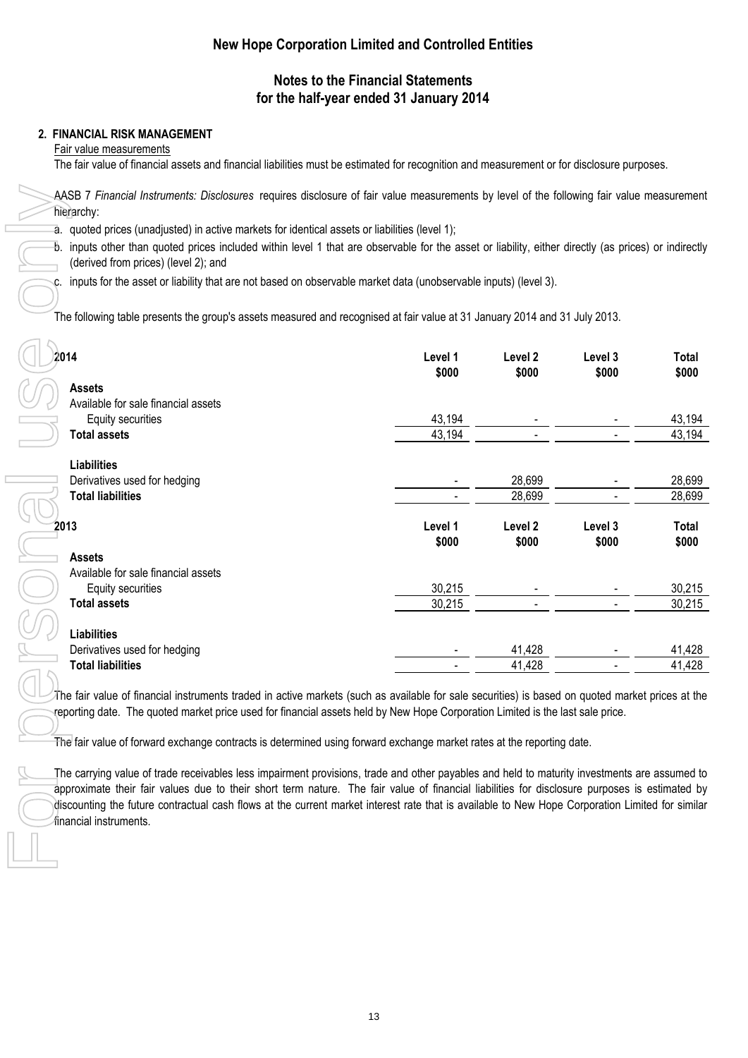# New Hope Corporation Limited and Controlled Entities

## Notes to the Financial Statements for the half-year ended 31 January 2014

### 2. FINANCIAL RISK MANAGEMENT

Fair value measurements

The fair value of financial assets and financial liabilities must be estimated for recognition and measurement or for disclosure purposes.

AASB 7 *Financial Instruments: Disclosures* requires disclosure of fair value measurements by level of the following fair value measurement hierarchy:

a. quoted prices (unadjusted) in active markets for identical assets or liabilities (level 1);
b. inputs other than quoted prices included within level 1 that are observable for the asset or liability, either directly (as prices) or indirectly (derived from prices) (level 2); and
c. inputs for the asset or liability that are not based on observable market data (unobservable inputs) (level 3).

The following table presents the group's assets measured and recognised at fair value at 31 January 2014 and 31 July 2013.

| 2014 | Level 1 $000 | Level 2 $000 | Level 3 $000 | Total $000 |
|---|---|---|---|---|
| **Assets** | | | | |
| Available for sale financial assets | | | | |
| Equity securities | 43,194 | - | - | 43,194 |
| **Total assets** | 43,194 | - | - | 43,194 |
| **Liabilities** | | | | |
| Derivatives used for hedging | - | 28,699 | - | 28,699 |
| **Total liabilities** | - | 28,699 | - | 28,699 |

| 2013 | Level 1 $000 | Level 2 $000 | Level 3 $000 | Total $000 |
|---|---|---|---|---|
| **Assets** | | | | |
| Available for sale financial assets | | | | |
| Equity securities | 30,215 | - | - | 30,215 |
| **Total assets** | 30,215 | - | - | 30,215 |
| **Liabilities** | | | | |
| Derivatives used for hedging | - | 41,428 | - | 41,428 |
| **Total liabilities** | - | 41,428 | - | 41,428 |

The fair value of financial instruments traded in active markets (such as available for sale securities) is based on quoted market prices at the reporting date. The quoted market price used for financial assets held by New Hope Corporation Limited is the last sale price.

The fair value of forward exchange contracts is determined using forward exchange market rates at the reporting date.

The carrying value of trade receivables less impairment provisions, trade and other payables and held to maturity investments are assumed to approximate their fair values due to their short term nature. The fair value of financial liabilities for disclosure purposes is estimated by discounting the future contractual cash flows at the current market interest rate that is available to New Hope Corporation Limited for similar financial instruments.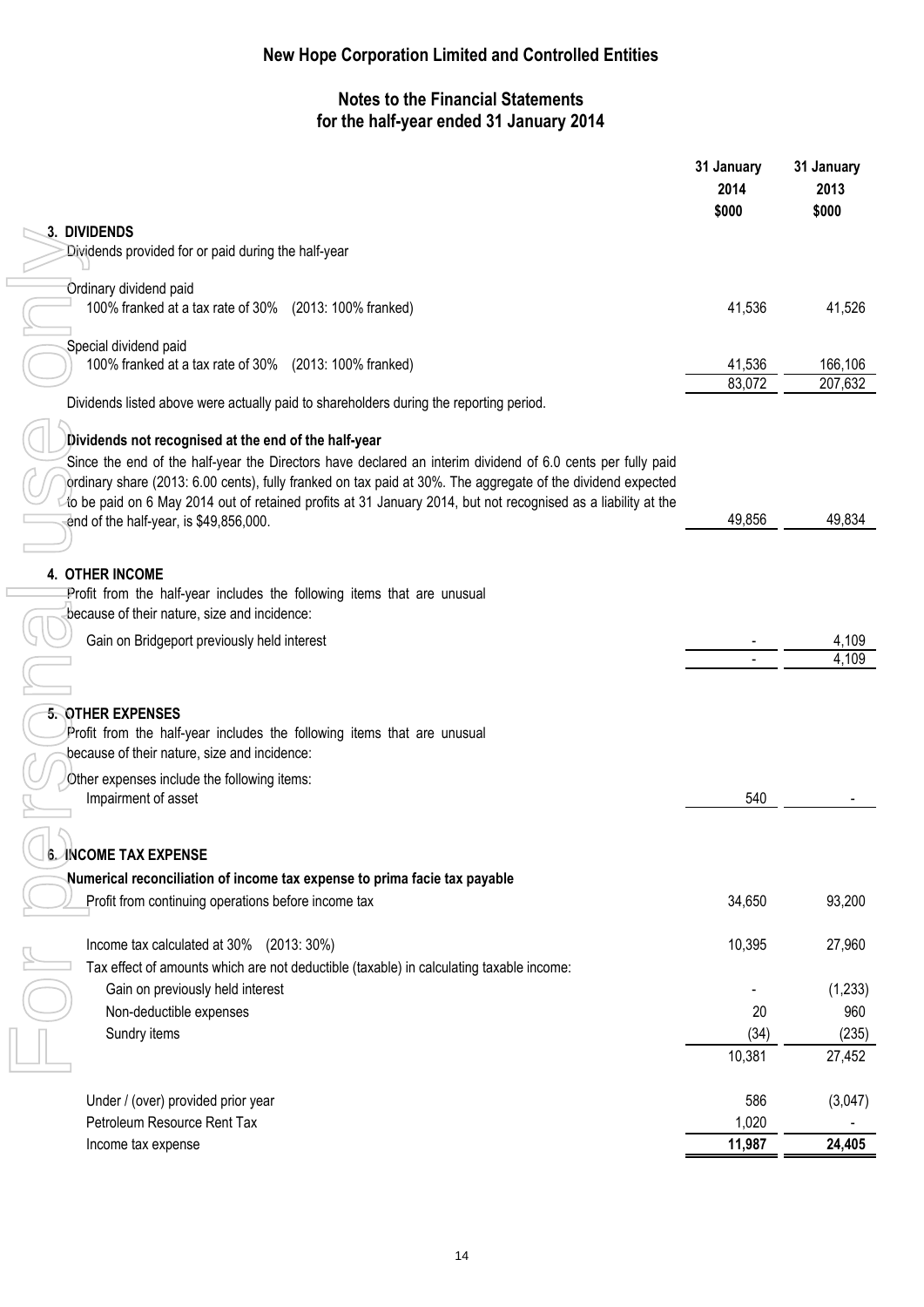# New Hope Corporation Limited and Controlled Entities

## Notes to the Financial Statements for the half-year ended 31 January 2014

| | 31 January 2014 $000 | 31 January 2013 $000 |
|---|---|---|
| **3. DIVIDENDS** | | |
| Dividends provided for or paid during the half-year | | |
| Ordinary dividend paid | | |
| 100% franked at a tax rate of 30% (2013: 100% franked) | 41,536 | 41,526 |
| Special dividend paid | | |
| 100% franked at a tax rate of 30% (2013: 100% franked) | 41,536 | 166,106 |
| | 83,072 | 207,632 |
| Dividends listed above were actually paid to shareholders during the reporting period. | | |
| **Dividends not recognised at the end of the half-year** | | |
| Since the end of the half-year the Directors have declared an interim dividend of 6.0 cents per fully paid ordinary share (2013: 6.00 cents), fully franked on tax paid at 30%. The aggregate of the dividend expected to be paid on 6 May 2014 out of retained profits at 31 January 2014, but not recognised as a liability at the end of the half-year, is $49,856,000. | 49,856 | 49,834 |
| **4. OTHER INCOME** | | |
| Profit from the half-year includes the following items that are unusual because of their nature, size and incidence: | | |
| Gain on Bridgeport previously held interest | - | 4,109 |
| | - | 4,109 |
| **5. OTHER EXPENSES** | | |
| Profit from the half-year includes the following items that are unusual because of their nature, size and incidence: | | |
| Other expenses include the following items: | | |
| Impairment of asset | 540 | - |
| **6. INCOME TAX EXPENSE** | | |
| **Numerical reconciliation of income tax expense to prima facie tax payable** | | |
| Profit from continuing operations before income tax | 34,650 | 93,200 |
| Income tax calculated at 30% (2013: 30%) | 10,395 | 27,960 |
| Tax effect of amounts which are not deductible (taxable) in calculating taxable income: | | |
| Gain on previously held interest | - | (1,233) |
| Non-deductible expenses | 20 | 960 |
| Sundry items | (34) | (235) |
| | 10,381 | 27,452 |
| Under / (over) provided prior year | 586 | (3,047) |
| Petroleum Resource Rent Tax | 1,020 | - |
| Income tax expense | **11,987** | **24,405** |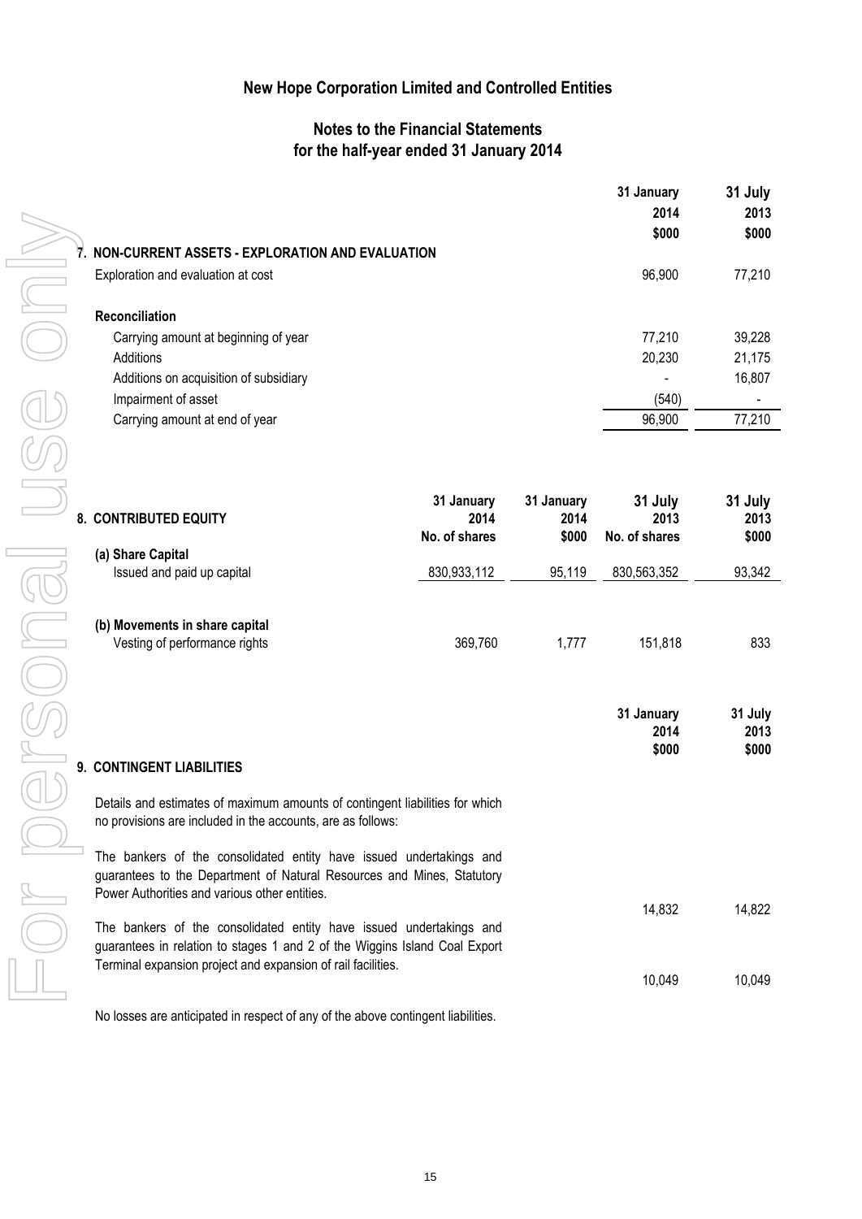# New Hope Corporation Limited and Controlled Entities

## Notes to the Financial Statements for the half-year ended 31 January 2014

| | 31 January 2014 $000 | 31 July 2013 $000 |
|---|---|---|
| **7. NON-CURRENT ASSETS - EXPLORATION AND EVALUATION** | | |
| Exploration and evaluation at cost | 96,900 | 77,210 |
| **Reconciliation** | | |
| Carrying amount at beginning of year | 77,210 | 39,228 |
| Additions | 20,230 | 21,175 |
| Additions on acquisition of subsidiary | - | 16,807 |
| Impairment of asset | (540) | - |
| Carrying amount at end of year | 96,900 | 77,210 |

| **8. CONTRIBUTED EQUITY** | 31 January 2014 No. of shares | 31 January 2014 $000 | 31 July 2013 No. of shares | 31 July 2013 $000 |
|---|---|---|---|---|
| **(a) Share Capital** | | | | |
| Issued and paid up capital | 830,933,112 | 95,119 | 830,563,352 | 93,342 |
| **(b) Movements in share capital** | | | | |
| Vesting of performance rights | 369,760 | 1,777 | 151,818 | 833 |

| | 31 January 2014 $000 | 31 July 2013 $000 |
|---|---|---|
| **9. CONTINGENT LIABILITIES** | | |
| Details and estimates of maximum amounts of contingent liabilities for which no provisions are included in the accounts, are as follows: | | |
| The bankers of the consolidated entity have issued undertakings and guarantees to the Department of Natural Resources and Mines, Statutory Power Authorities and various other entities. | 14,832 | 14,822 |
| The bankers of the consolidated entity have issued undertakings and guarantees in relation to stages 1 and 2 of the Wiggins Island Coal Export Terminal expansion project and expansion of rail facilities. | 10,049 | 10,049 |

No losses are anticipated in respect of any of the above contingent liabilities.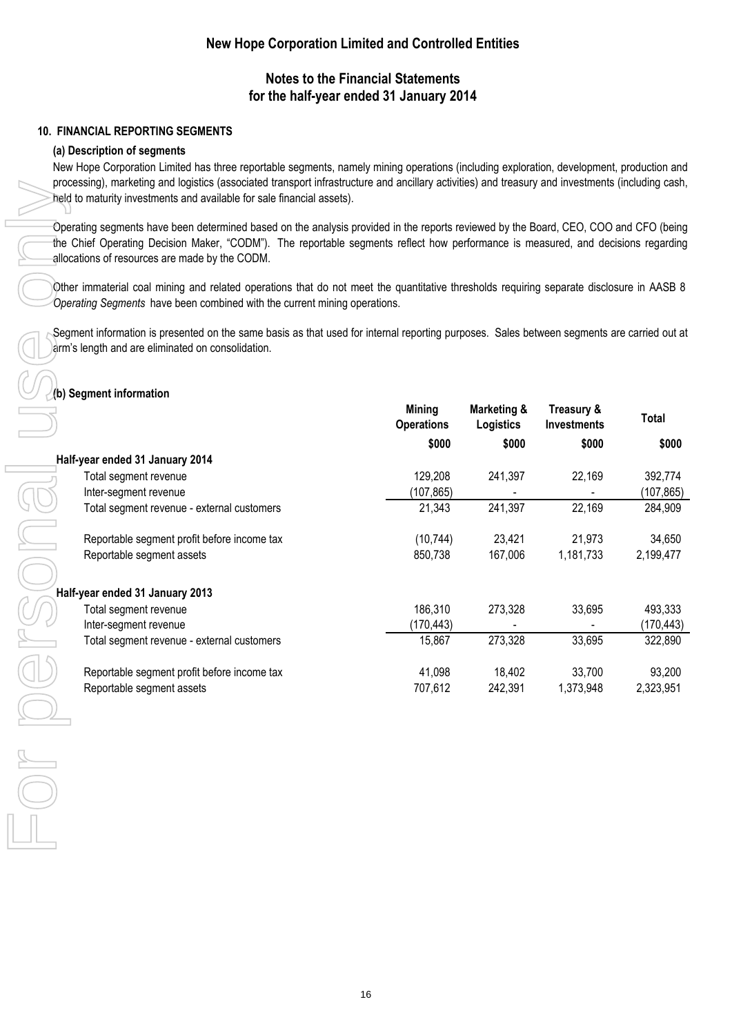# New Hope Corporation Limited and Controlled Entities

## Notes to the Financial Statements for the half-year ended 31 January 2014

### 10. FINANCIAL REPORTING SEGMENTS

#### (a) Description of segments

New Hope Corporation Limited has three reportable segments, namely mining operations (including exploration, development, production and processing), marketing and logistics (associated transport infrastructure and ancillary activities) and treasury and investments (including cash, held to maturity investments and available for sale financial assets).

Operating segments have been determined based on the analysis provided in the reports reviewed by the Board, CEO, COO and CFO (being the Chief Operating Decision Maker, "CODM"). The reportable segments reflect how performance is measured, and decisions regarding allocations of resources are made by the CODM.

Other immaterial coal mining and related operations that do not meet the quantitative thresholds requiring separate disclosure in AASB 8 *Operating Segments* have been combined with the current mining operations.

Segment information is presented on the same basis as that used for internal reporting purposes. Sales between segments are carried out at arm's length and are eliminated on consolidation.

#### (b) Segment information

| | Mining Operations | Marketing & Logistics | Treasury & Investments | Total |
|---|---|---|---|---|
| | $000 | $000 | $000 | $000 |
| **Half-year ended 31 January 2014** | | | | |
| Total segment revenue | 129,208 | 241,397 | 22,169 | 392,774 |
| Inter-segment revenue | (107,865) | - | - | (107,865) |
| Total segment revenue - external customers | 21,343 | 241,397 | 22,169 | 284,909 |
| Reportable segment profit before income tax | (10,744) | 23,421 | 21,973 | 34,650 |
| Reportable segment assets | 850,738 | 167,006 | 1,181,733 | 2,199,477 |
| **Half-year ended 31 January 2013** | | | | |
| Total segment revenue | 186,310 | 273,328 | 33,695 | 493,333 |
| Inter-segment revenue | (170,443) | - | - | (170,443) |
| Total segment revenue - external customers | 15,867 | 273,328 | 33,695 | 322,890 |
| Reportable segment profit before income tax | 41,098 | 18,402 | 33,700 | 93,200 |
| Reportable segment assets | 707,612 | 242,391 | 1,373,948 | 2,323,951 |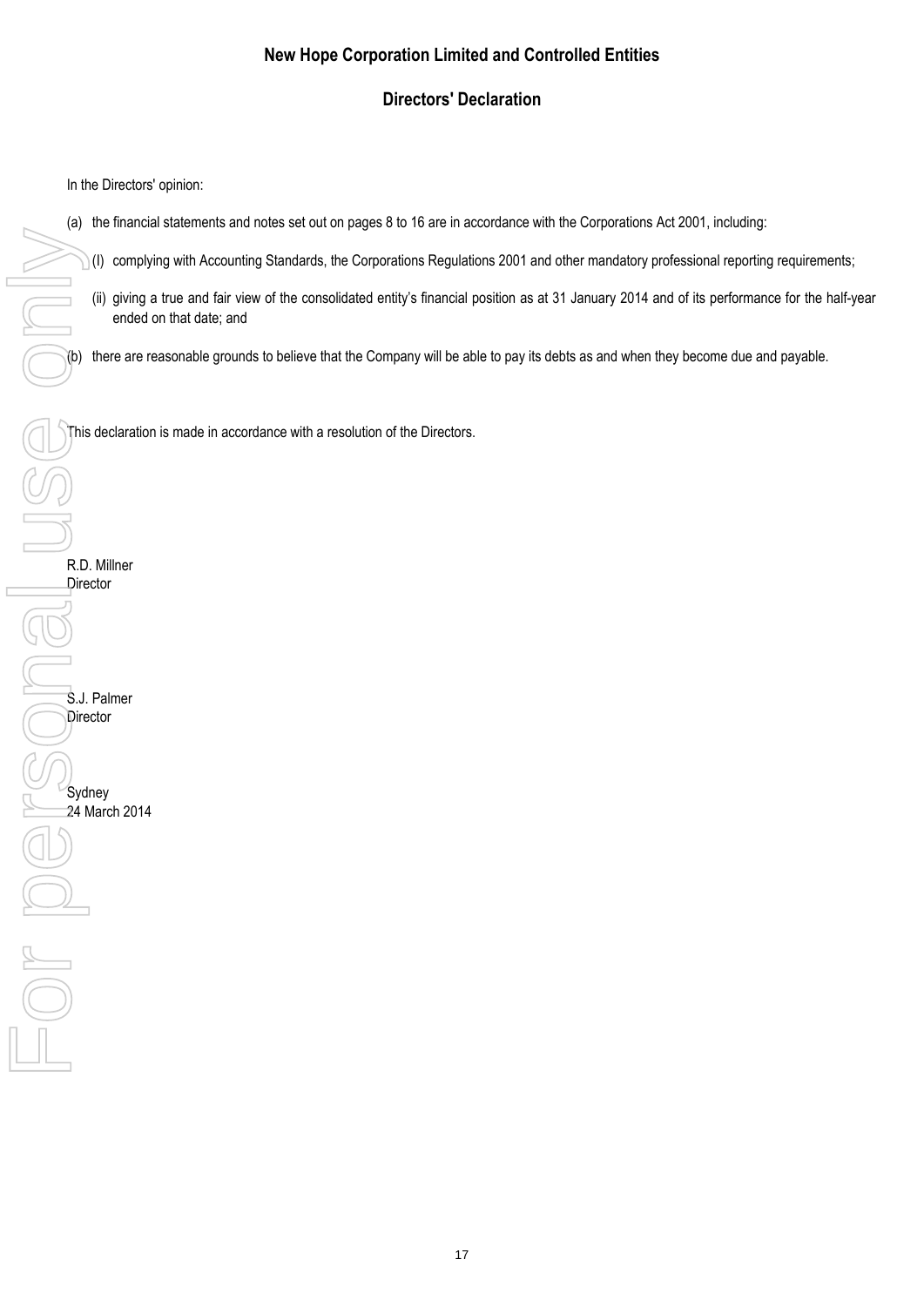# New Hope Corporation Limited and Controlled Entities

## Directors' Declaration

In the Directors' opinion:

(a) the financial statements and notes set out on pages 8 to 16 are in accordance with the Corporations Act 2001, including:

  (I) complying with Accounting Standards, the Corporations Regulations 2001 and other mandatory professional reporting requirements;

  (ii) giving a true and fair view of the consolidated entity's financial position as at 31 January 2014 and of its performance for the half-year ended on that date; and

(b) there are reasonable grounds to believe that the Company will be able to pay its debts as and when they become due and payable.

This declaration is made in accordance with a resolution of the Directors.

R.D. Millner
Director

S.J. Palmer
Director

Sydney
24 March 2014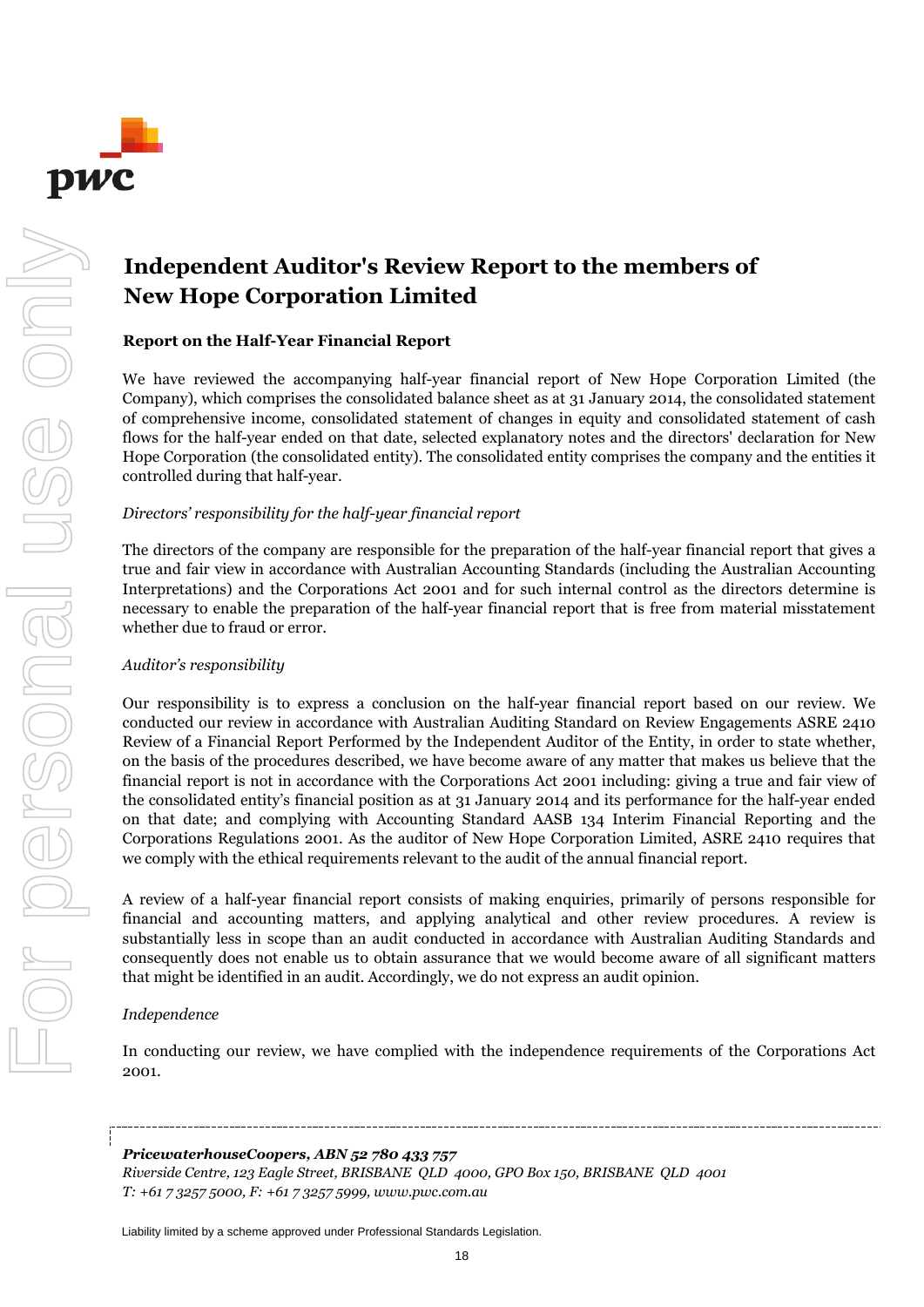# Independent Auditor's Review Report to the members of New Hope Corporation Limited

### Report on the Half-Year Financial Report

We have reviewed the accompanying half-year financial report of New Hope Corporation Limited (the Company), which comprises the consolidated balance sheet as at 31 January 2014, the consolidated statement of comprehensive income, consolidated statement of changes in equity and consolidated statement of cash flows for the half-year ended on that date, selected explanatory notes and the directors' declaration for New Hope Corporation (the consolidated entity). The consolidated entity comprises the company and the entities it controlled during that half-year.

*Directors' responsibility for the half-year financial report*

The directors of the company are responsible for the preparation of the half-year financial report that gives a true and fair view in accordance with Australian Accounting Standards (including the Australian Accounting Interpretations) and the Corporations Act 2001 and for such internal control as the directors determine is necessary to enable the preparation of the half-year financial report that is free from material misstatement whether due to fraud or error.

*Auditor's responsibility*

Our responsibility is to express a conclusion on the half-year financial report based on our review. We conducted our review in accordance with Australian Auditing Standard on Review Engagements ASRE 2410 Review of a Financial Report Performed by the Independent Auditor of the Entity, in order to state whether, on the basis of the procedures described, we have become aware of any matter that makes us believe that the financial report is not in accordance with the Corporations Act 2001 including: giving a true and fair view of the consolidated entity's financial position as at 31 January 2014 and its performance for the half-year ended on that date; and complying with Accounting Standard AASB 134 Interim Financial Reporting and the Corporations Regulations 2001. As the auditor of New Hope Corporation Limited, ASRE 2410 requires that we comply with the ethical requirements relevant to the audit of the annual financial report.

A review of a half-year financial report consists of making enquiries, primarily of persons responsible for financial and accounting matters, and applying analytical and other review procedures. A review is substantially less in scope than an audit conducted in accordance with Australian Auditing Standards and consequently does not enable us to obtain assurance that we would become aware of all significant matters that might be identified in an audit. Accordingly, we do not express an audit opinion.

*Independence*

In conducting our review, we have complied with the independence requirements of the Corporations Act 2001.

***PricewaterhouseCoopers, ABN 52 780 433 757***
*Riverside Centre, 123 Eagle Street, BRISBANE QLD 4000, GPO Box 150, BRISBANE QLD 4001*
*T: +61 7 3257 5000, F: +61 7 3257 5999, www.pwc.com.au*

Liability limited by a scheme approved under Professional Standards Legislation.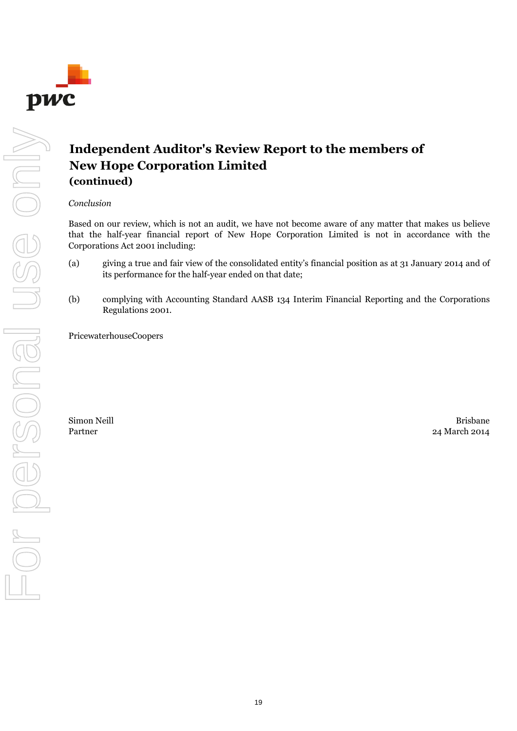# Independent Auditor's Review Report to the members of New Hope Corporation Limited (continued)

*Conclusion*

Based on our review, which is not an audit, we have not become aware of any matter that makes us believe that the half-year financial report of New Hope Corporation Limited is not in accordance with the Corporations Act 2001 including:

(a) giving a true and fair view of the consolidated entity's financial position as at 31 January 2014 and of its performance for the half-year ended on that date;

(b) complying with Accounting Standard AASB 134 Interim Financial Reporting and the Corporations Regulations 2001.

PricewaterhouseCoopers

Simon Neill
Partner

Brisbane
24 March 2014